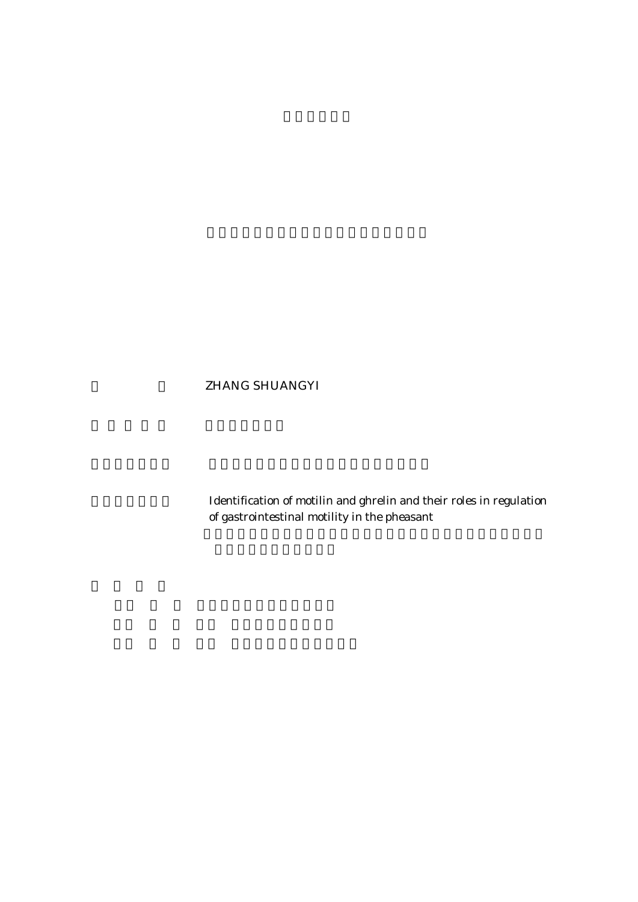ZHANG SHUANGYI

Identification of motilin and ghrelin and their roles in regulation of gastrointestinal motility in the pheasant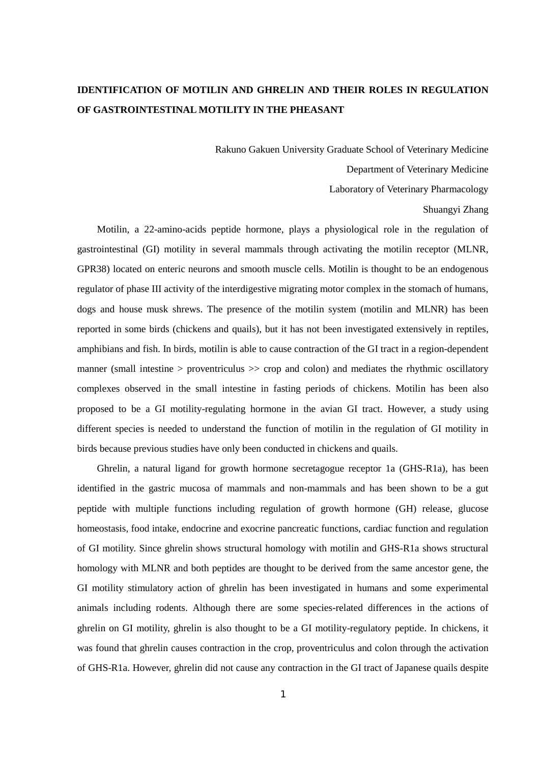**IDENTIFICATION OF MOTILIN AND GHRELIN AND THEIR ROLES IN REGULATION OF GASTROINTESTINAL MOTILITY IN THE PHEASANT**

Rakuno Gakuen University Graduate School of Veterinary Medicine

Department of Veterinary Medicine

Laboratory of Veterinary Pharmacology

Shuangyi Zhang

Motilin, a 22-amino-acids peptide hormone, plays a physiological role in the regulation of gastrointestinal (GI) motility in several mammals through activating the motilin receptor (MLNR, GPR38) located on enteric neurons and smooth muscle cells. Motilin is thought to be an endogenous regulator of phase III activity of the interdigestive migrating motor complex in the stomach of humans, dogs and house musk shrews. The presence of the motilin system (motilin and MLNR) has been reported in some birds (chickens and quails), but it has not been investigated extensively in reptiles, amphibians and fish. In birds, motilin is able to cause contraction of the GI tract in a region-dependent manner (small intestine > proventriculus >> crop and colon) and mediates the rhythmic oscillatory complexes observed in the small intestine in fasting periods of chickens. Motilin has been also proposed to be a GI motility-regulating hormone in the avian GI tract. However, a study using different species is needed to understand the function of motilin in the regulation of GI motility in birds because previous studies have only been conducted in chickens and quails.

Ghrelin, a natural ligand for growth hormone secretagogue receptor 1a (GHS-R1a), has been identified in the gastric mucosa of mammals and non-mammals and has been shown to be a gut peptide with multiple functions including regulation of growth hormone (GH) release, glucose homeostasis, food intake, endocrine and exocrine pancreatic functions, cardiac function and regulation of GI motility. Since ghrelin shows structural homology with motilin and GHS-R1a shows structural homology with MLNR and both peptides are thought to be derived from the same ancestor gene, the GI motility stimulatory action of ghrelin has been investigated in humans and some experimental animals including rodents. Although there are some species-related differences in the actions of ghrelin on GI motility, ghrelin is also thought to be a GI motility-regulatory peptide. In chickens, it was found that ghrelin causes contraction in the crop, proventriculus and colon through the activation of GHS-R1a. However, ghrelin did not cause any contraction in the GI tract of Japanese quails despite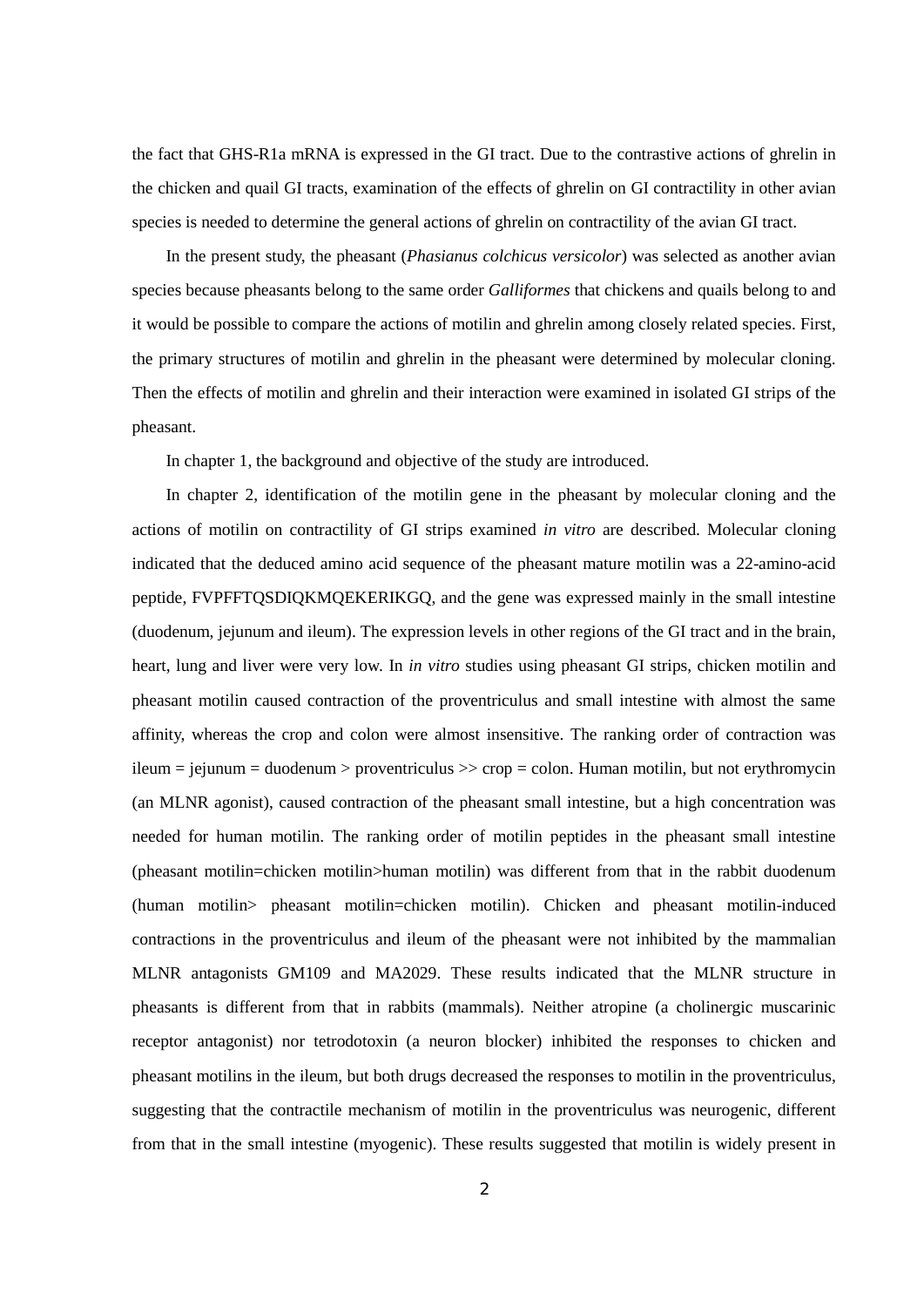the fact that GHS-R1a mRNA is expressed in the GI tract. Due to the contrastive actions of ghrelin in the chicken and quail GI tracts, examination of the effects of ghrelin on GI contractility in other avian species is needed to determine the general actions of ghrelin on contractility of the avian GI tract.

In the present study, the pheasant (*Phasianus colchicus versicolor*) was selected as another avian species because pheasants belong to the same order *Galliformes* that chickens and quails belong to and it would be possible to compare the actions of motilin and ghrelin among closely related species. First, the primary structures of motilin and ghrelin in the pheasant were determined by molecular cloning. Then the effects of motilin and ghrelin and their interaction were examined in isolated GI strips of the pheasant.

In chapter 1, the background and objective of the study are introduced.

In chapter 2, identification of the motilin gene in the pheasant by molecular cloning and the actions of motilin on contractility of GI strips examined *in vitro* are described. Molecular cloning indicated that the deduced amino acid sequence of the pheasant mature motilin was a 22-amino-acid peptide, FVPFFTQSDIQKMQEKERIKGQ, and the gene was expressed mainly in the small intestine (duodenum, jejunum and ileum). The expression levels in other regions of the GI tract and in the brain, heart, lung and liver were very low. In *in vitro* studies using pheasant GI strips, chicken motilin and pheasant motilin caused contraction of the proventriculus and small intestine with almost the same affinity, whereas the crop and colon were almost insensitive. The ranking order of contraction was ileum = jejunum = duodenum > proventriculus >> crop = colon. Human motilin, but not erythromycin (an MLNR agonist), caused contraction of the pheasant small intestine, but a high concentration was needed for human motilin. The ranking order of motilin peptides in the pheasant small intestine (pheasant motilin=chicken motilin>human motilin) was different from that in the rabbit duodenum (human motilin> pheasant motilin=chicken motilin). Chicken and pheasant motilin-induced contractions in the proventriculus and ileum of the pheasant were not inhibited by the mammalian MLNR antagonists GM109 and MA2029. These results indicated that the MLNR structure in pheasants is different from that in rabbits (mammals). Neither atropine (a cholinergic muscarinic receptor antagonist) nor tetrodotoxin (a neuron blocker) inhibited the responses to chicken and pheasant motilins in the ileum, but both drugs decreased the responses to motilin in the proventriculus, suggesting that the contractile mechanism of motilin in the proventriculus was neurogenic, different from that in the small intestine (myogenic). These results suggested that motilin is widely present in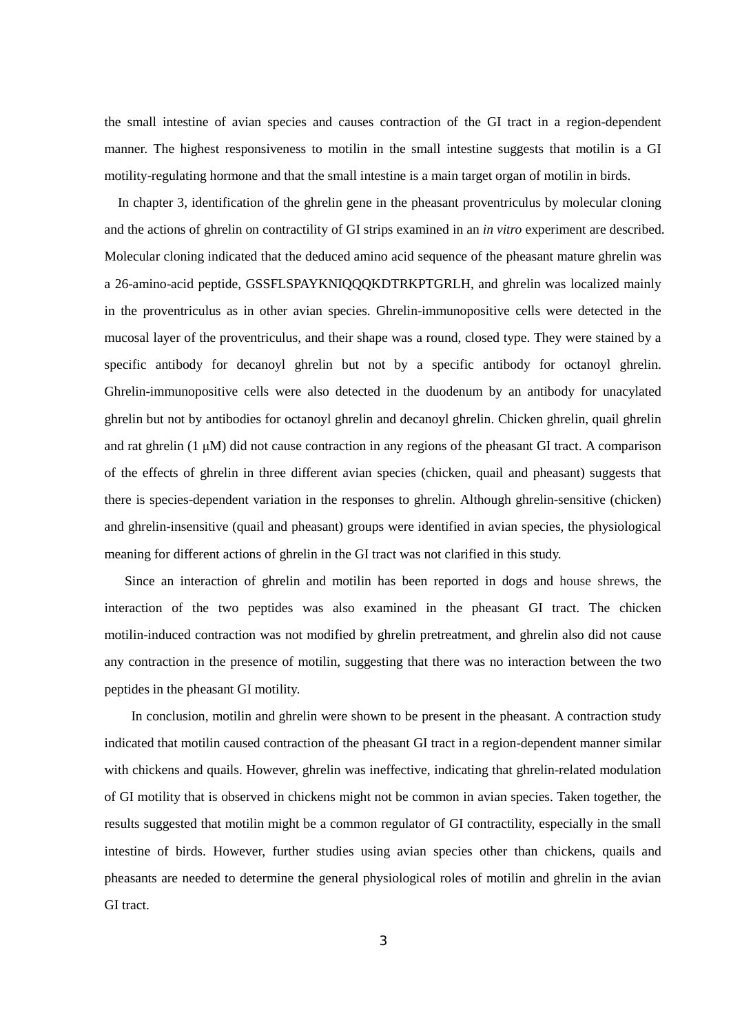the small intestine of avian species and causes contraction of the GI tract in a region-dependent manner. The highest responsiveness to motilin in the small intestine suggests that motilin is a GI motility-regulating hormone and that the small intestine is a main target organ of motilin in birds.

In chapter 3, identification of the ghrelin gene in the pheasant proventriculus by molecular cloning and the actions of ghrelin on contractility of GI strips examined in an *in vitro* experiment are described. Molecular cloning indicated that the deduced amino acid sequence of the pheasant mature ghrelin was a 26-amino-acid peptide, GSSFLSPAYKNIQQQKDTRKPTGRLH, and ghrelin was localized mainly in the proventriculus as in other avian species. Ghrelin-immunopositive cells were detected in the mucosal layer of the proventriculus, and their shape was a round, closed type. They were stained by a specific antibody for decanoyl ghrelin but not by a specific antibody for octanoyl ghrelin. Ghrelin-immunopositive cells were also detected in the duodenum by an antibody for unacylated ghrelin but not by antibodies for octanoyl ghrelin and decanoyl ghrelin. Chicken ghrelin, quail ghrelin and rat ghrelin (1 μM) did not cause contraction in any regions of the pheasant GI tract. A comparison of the effects of ghrelin in three different avian species (chicken, quail and pheasant) suggests that there is species-dependent variation in the responses to ghrelin. Although ghrelin-sensitive (chicken) and ghrelin-insensitive (quail and pheasant) groups were identified in avian species, the physiological meaning for different actions of ghrelin in the GI tract was not clarified in this study.

Since an interaction of ghrelin and motilin has been reported in dogs and house shrews, the interaction of the two peptides was also examined in the pheasant GI tract. The chicken motilin-induced contraction was not modified by ghrelin pretreatment, and ghrelin also did not cause any contraction in the presence of motilin, suggesting that there was no interaction between the two peptides in the pheasant GI motility.

In conclusion, motilin and ghrelin were shown to be present in the pheasant. A contraction study indicated that motilin caused contraction of the pheasant GI tract in a region-dependent manner similar with chickens and quails. However, ghrelin was ineffective, indicating that ghrelin-related modulation of GI motility that is observed in chickens might not be common in avian species. Taken together, the results suggested that motilin might be a common regulator of GI contractility, especially in the small intestine of birds. However, further studies using avian species other than chickens, quails and pheasants are needed to determine the general physiological roles of motilin and ghrelin in the avian GI tract.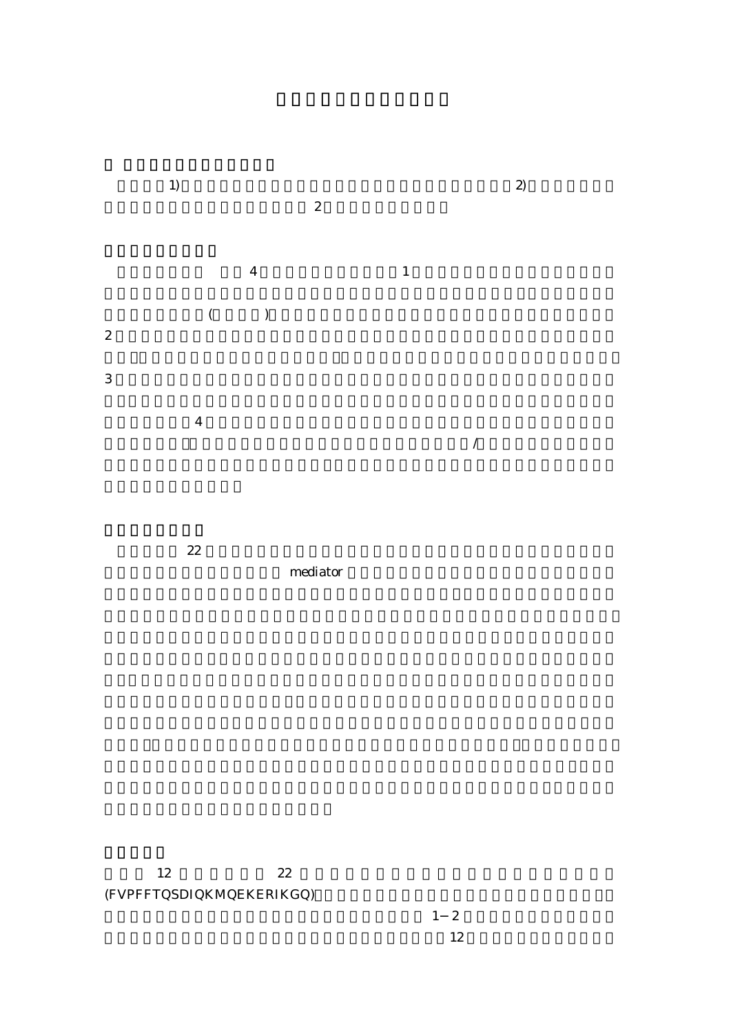1) 2)

2

4 1

( )

2

3

4

/

22

mediator

12 22

(FVPFFTQSDIQKMQEKERIKGQ)

1−2

12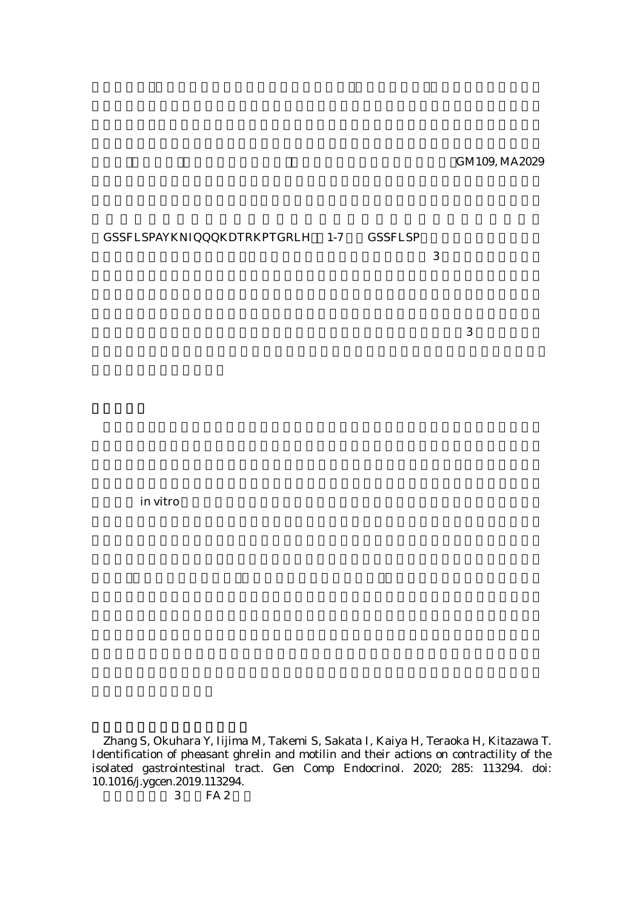GM109, MA2029

GSSFLSPAYKNIQQQKDTRKPTGRLH 1-7 GSSFLSP

3

3

in vitro

Zhang S, Okuhara Y, Iijima M, Takemi S, Sakata I, Kaiya H, Teraoka H, Kitazawa T. Identification of pheasant ghrelin and motilin and their actions on contractility of the isolated gastrointestinal tract. Gen Comp Endocrinol. 2020; 285: 113294. doi: 10.1016/j.ygcen.2019.113294.

3 FA 2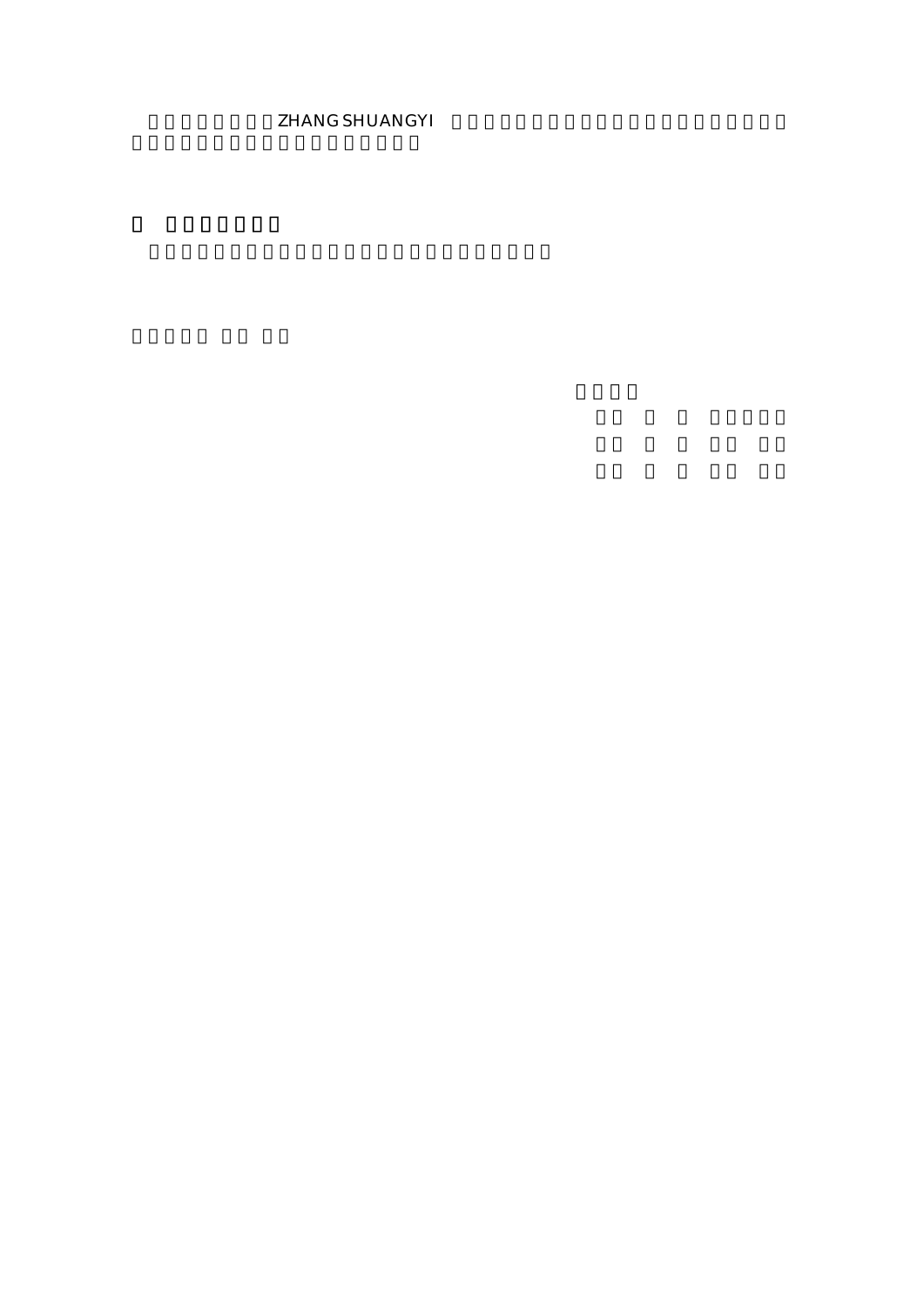ZHANG SHUANGYI